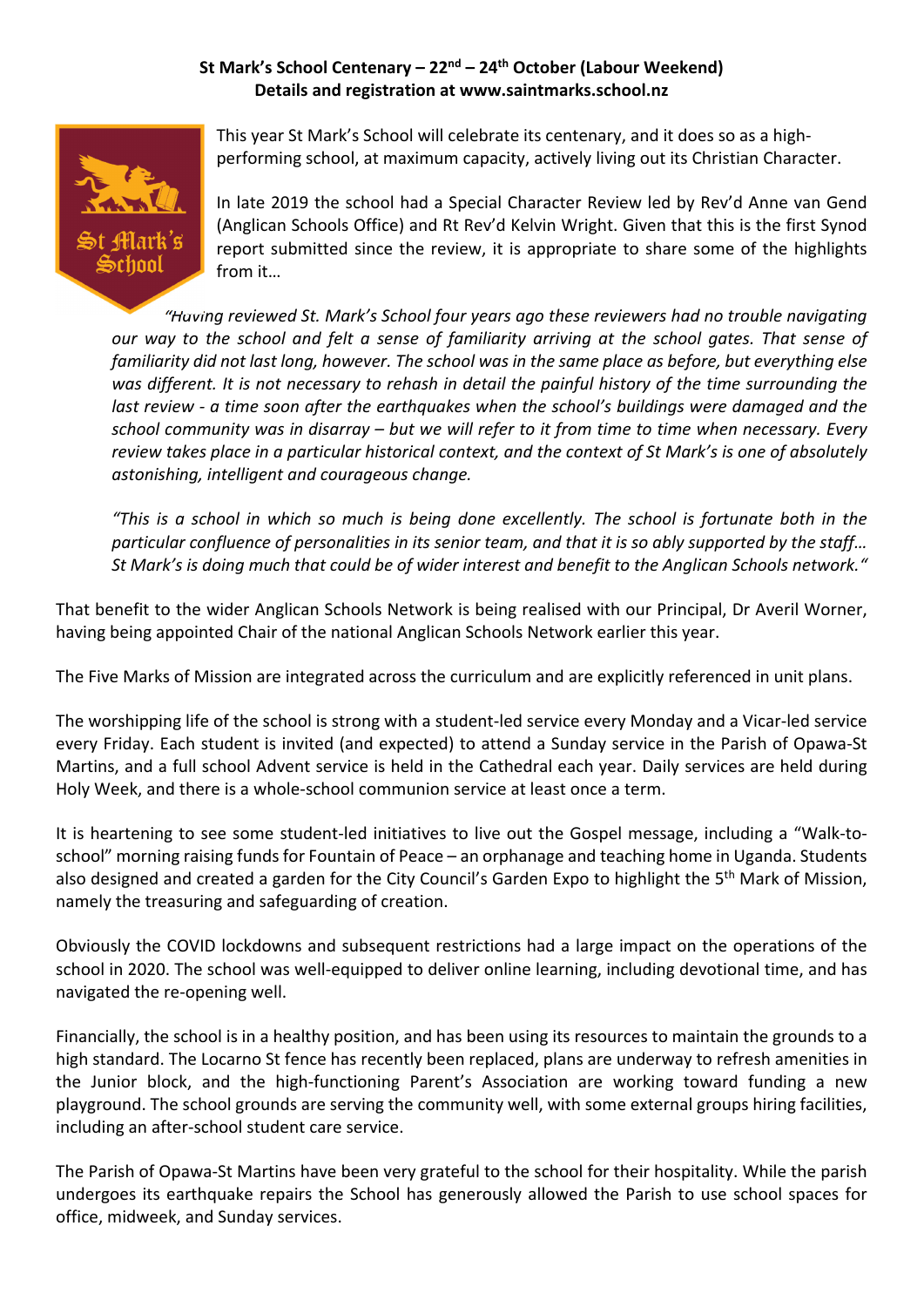**St Mark's School Centenary – 22nd – 24th October (Labour Weekend)**
**Details and registration at www.saintmarks.school.nz**

This year St Mark's School will celebrate its centenary, and it does so as a high-performing school, at maximum capacity, actively living out its Christian Character.

In late 2019 the school had a Special Character Review led by Rev'd Anne van Gend (Anglican Schools Office) and Rt Rev'd Kelvin Wright. Given that this is the first Synod report submitted since the review, it is appropriate to share some of the highlights from it…

> *"Having reviewed St. Mark's School four years ago these reviewers had no trouble navigating our way to the school and felt a sense of familiarity arriving at the school gates. That sense of familiarity did not last long, however. The school was in the same place as before, but everything else was different. It is not necessary to rehash in detail the painful history of the time surrounding the last review - a time soon after the earthquakes when the school's buildings were damaged and the school community was in disarray – but we will refer to it from time to time when necessary. Every review takes place in a particular historical context, and the context of St Mark's is one of absolutely astonishing, intelligent and courageous change.*
>
> *"This is a school in which so much is being done excellently. The school is fortunate both in the particular confluence of personalities in its senior team, and that it is so ably supported by the staff… St Mark's is doing much that could be of wider interest and benefit to the Anglican Schools network."*

That benefit to the wider Anglican Schools Network is being realised with our Principal, Dr Averil Worner, having being appointed Chair of the national Anglican Schools Network earlier this year.

The Five Marks of Mission are integrated across the curriculum and are explicitly referenced in unit plans.

The worshipping life of the school is strong with a student-led service every Monday and a Vicar-led service every Friday. Each student is invited (and expected) to attend a Sunday service in the Parish of Opawa-St Martins, and a full school Advent service is held in the Cathedral each year. Daily services are held during Holy Week, and there is a whole-school communion service at least once a term.

It is heartening to see some student-led initiatives to live out the Gospel message, including a "Walk-to-school" morning raising funds for Fountain of Peace – an orphanage and teaching home in Uganda. Students also designed and created a garden for the City Council's Garden Expo to highlight the 5th Mark of Mission, namely the treasuring and safeguarding of creation.

Obviously the COVID lockdowns and subsequent restrictions had a large impact on the operations of the school in 2020. The school was well-equipped to deliver online learning, including devotional time, and has navigated the re-opening well.

Financially, the school is in a healthy position, and has been using its resources to maintain the grounds to a high standard. The Locarno St fence has recently been replaced, plans are underway to refresh amenities in the Junior block, and the high-functioning Parent's Association are working toward funding a new playground. The school grounds are serving the community well, with some external groups hiring facilities, including an after-school student care service.

The Parish of Opawa-St Martins have been very grateful to the school for their hospitality. While the parish undergoes its earthquake repairs the School has generously allowed the Parish to use school spaces for office, midweek, and Sunday services.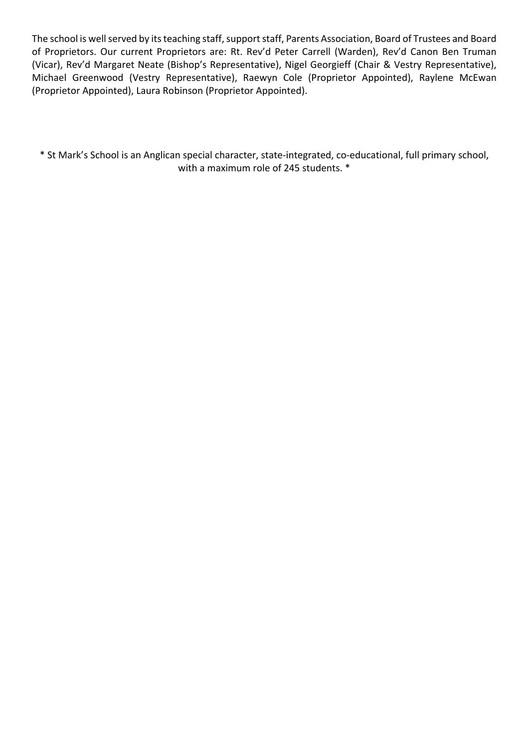The school is well served by its teaching staff, support staff, Parents Association, Board of Trustees and Board of Proprietors. Our current Proprietors are: Rt. Rev'd Peter Carrell (Warden), Rev'd Canon Ben Truman (Vicar), Rev'd Margaret Neate (Bishop's Representative), Nigel Georgieff (Chair & Vestry Representative), Michael Greenwood (Vestry Representative), Raewyn Cole (Proprietor Appointed), Raylene McEwan (Proprietor Appointed), Laura Robinson (Proprietor Appointed).

* St Mark's School is an Anglican special character, state-integrated, co-educational, full primary school, with a maximum role of 245 students. *